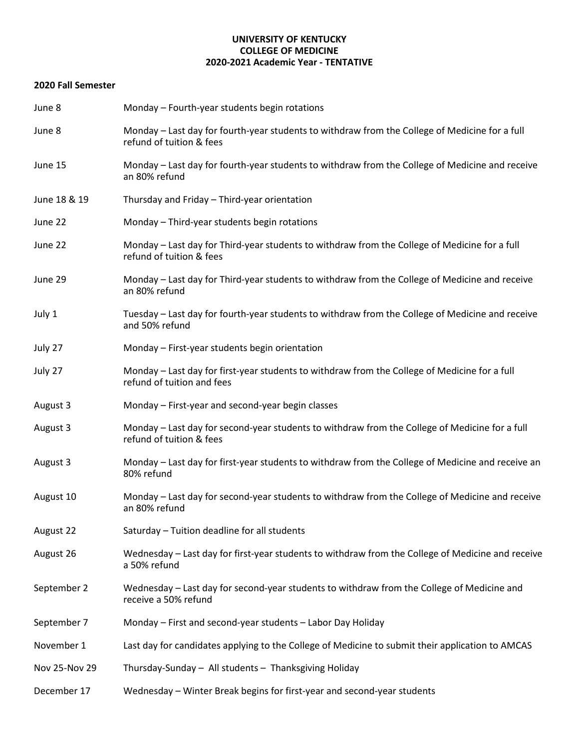**UNIVERSITY OF KENTUCKY**
**COLLEGE OF MEDICINE**
**2020-2021 Academic Year - TENTATIVE**

**2020 Fall Semester**

| | |
|---|---|
| June 8 | Monday – Fourth-year students begin rotations |
| June 8 | Monday – Last day for fourth-year students to withdraw from the College of Medicine for a full refund of tuition & fees |
| June 15 | Monday – Last day for fourth-year students to withdraw from the College of Medicine and receive an 80% refund |
| June 18 & 19 | Thursday and Friday – Third-year orientation |
| June 22 | Monday – Third-year students begin rotations |
| June 22 | Monday – Last day for Third-year students to withdraw from the College of Medicine for a full refund of tuition & fees |
| June 29 | Monday – Last day for Third-year students to withdraw from the College of Medicine and receive an 80% refund |
| July 1 | Tuesday – Last day for fourth-year students to withdraw from the College of Medicine and receive and 50% refund |
| July 27 | Monday – First-year students begin orientation |
| July 27 | Monday – Last day for first-year students to withdraw from the College of Medicine for a full refund of tuition and fees |
| August 3 | Monday – First-year and second-year begin classes |
| August 3 | Monday – Last day for second-year students to withdraw from the College of Medicine for a full refund of tuition & fees |
| August 3 | Monday – Last day for first-year students to withdraw from the College of Medicine and receive an 80% refund |
| August 10 | Monday – Last day for second-year students to withdraw from the College of Medicine and receive an 80% refund |
| August 22 | Saturday – Tuition deadline for all students |
| August 26 | Wednesday – Last day for first-year students to withdraw from the College of Medicine and receive a 50% refund |
| September 2 | Wednesday – Last day for second-year students to withdraw from the College of Medicine and receive a 50% refund |
| September 7 | Monday – First and second-year students – Labor Day Holiday |
| November 1 | Last day for candidates applying to the College of Medicine to submit their application to AMCAS |
| Nov 25-Nov 29 | Thursday-Sunday – All students – Thanksgiving Holiday |
| December 17 | Wednesday – Winter Break begins for first-year and second-year students |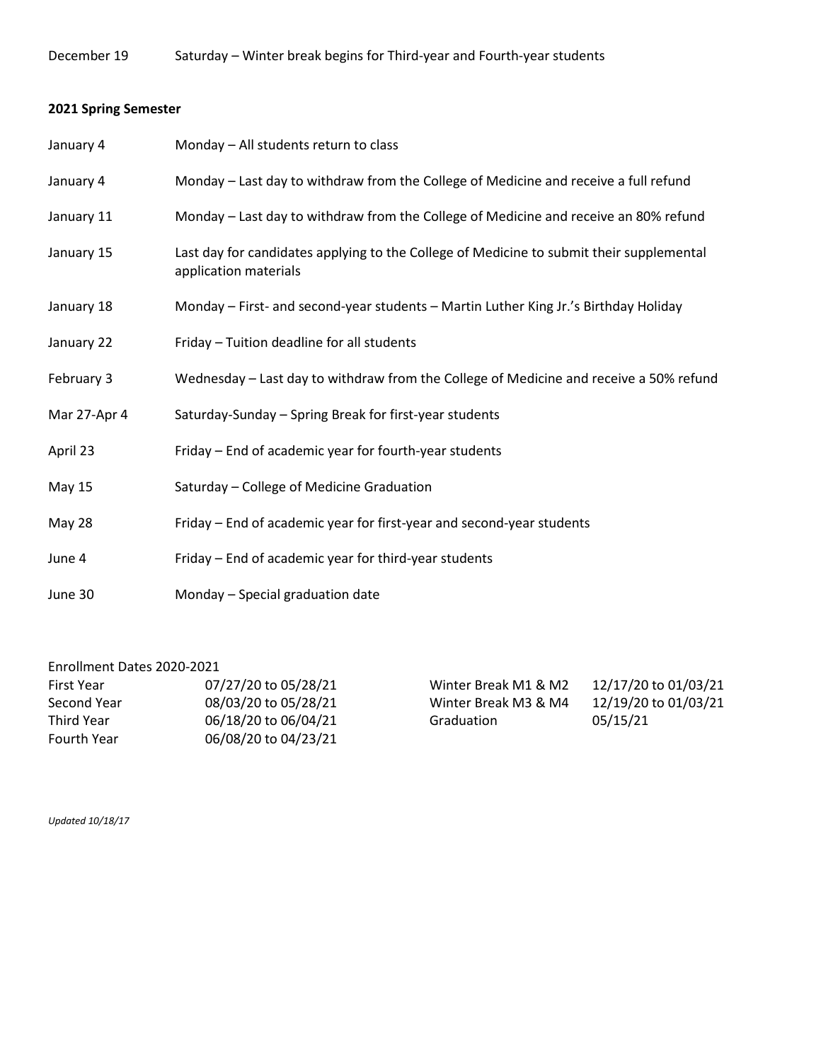| | |
|---|---|
| December 19 | Saturday – Winter break begins for Third-year and Fourth-year students |

**2021 Spring Semester**

| | |
|---|---|
| January 4 | Monday – All students return to class |
| January 4 | Monday – Last day to withdraw from the College of Medicine and receive a full refund |
| January 11 | Monday – Last day to withdraw from the College of Medicine and receive an 80% refund |
| January 15 | Last day for candidates applying to the College of Medicine to submit their supplemental application materials |
| January 18 | Monday – First- and second-year students – Martin Luther King Jr.'s Birthday Holiday |
| January 22 | Friday – Tuition deadline for all students |
| February 3 | Wednesday – Last day to withdraw from the College of Medicine and receive a 50% refund |
| Mar 27-Apr 4 | Saturday-Sunday – Spring Break for first-year students |
| April 23 | Friday – End of academic year for fourth-year students |
| May 15 | Saturday – College of Medicine Graduation |
| May 28 | Friday – End of academic year for first-year and second-year students |
| June 4 | Friday – End of academic year for third-year students |
| June 30 | Monday – Special graduation date |

Enrollment Dates 2020-2021

| | | | |
|---|---|---|---|
| First Year | 07/27/20 to 05/28/21 | Winter Break M1 & M2 | 12/17/20 to 01/03/21 |
| Second Year | 08/03/20 to 05/28/21 | Winter Break M3 & M4 | 12/19/20 to 01/03/21 |
| Third Year | 06/18/20 to 06/04/21 | Graduation | 05/15/21 |
| Fourth Year | 06/08/20 to 04/23/21 | | |

*Updated 10/18/17*